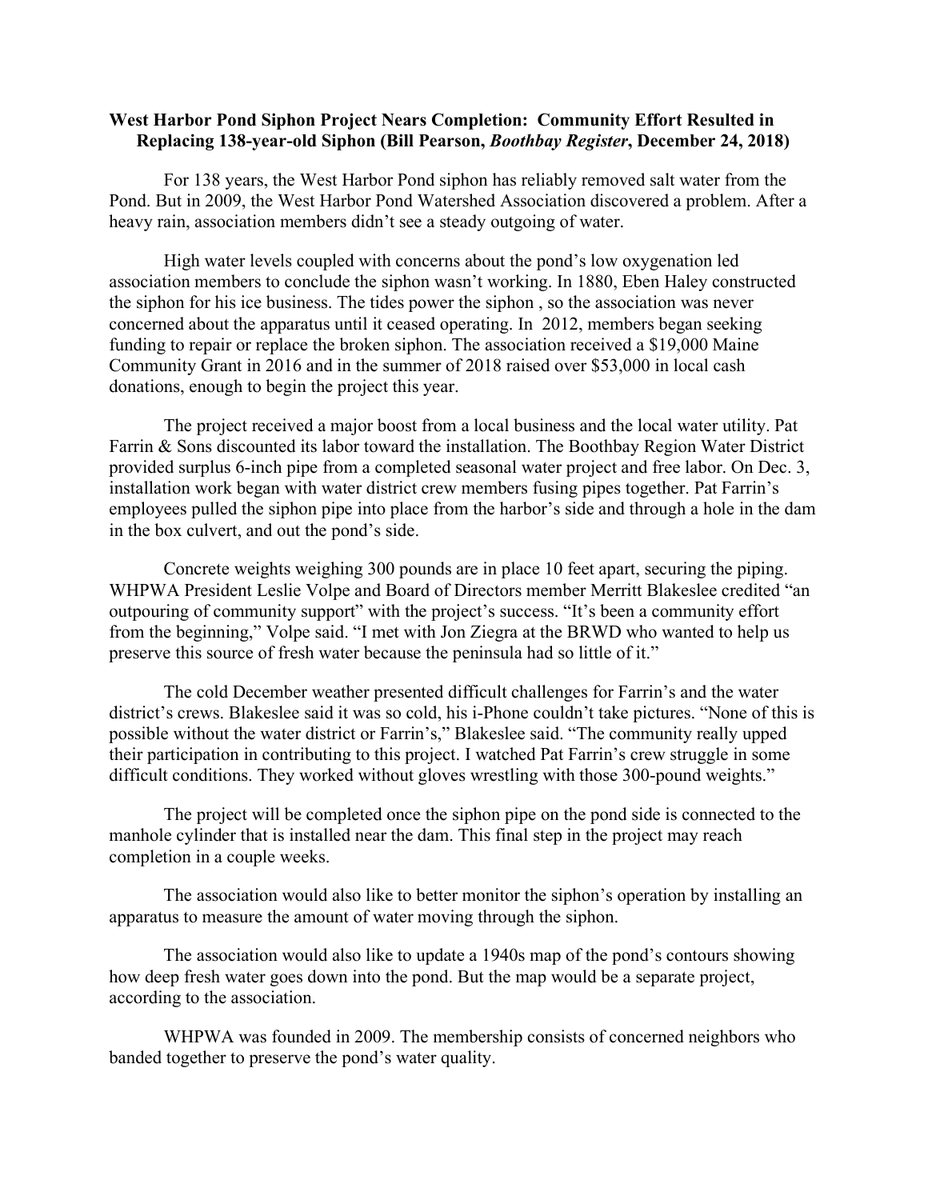**West Harbor Pond Siphon Project Nears Completion: Community Effort Resulted in Replacing 138-year-old Siphon (Bill Pearson, *Boothbay Register*, December 24, 2018)**

For 138 years, the West Harbor Pond siphon has reliably removed salt water from the Pond. But in 2009, the West Harbor Pond Watershed Association discovered a problem. After a heavy rain, association members didn't see a steady outgoing of water.

High water levels coupled with concerns about the pond's low oxygenation led association members to conclude the siphon wasn't working. In 1880, Eben Haley constructed the siphon for his ice business. The tides power the siphon , so the association was never concerned about the apparatus until it ceased operating. In 2012, members began seeking funding to repair or replace the broken siphon. The association received a $19,000 Maine Community Grant in 2016 and in the summer of 2018 raised over $53,000 in local cash donations, enough to begin the project this year.

The project received a major boost from a local business and the local water utility. Pat Farrin & Sons discounted its labor toward the installation. The Boothbay Region Water District provided surplus 6-inch pipe from a completed seasonal water project and free labor. On Dec. 3, installation work began with water district crew members fusing pipes together. Pat Farrin's employees pulled the siphon pipe into place from the harbor's side and through a hole in the dam in the box culvert, and out the pond's side.

Concrete weights weighing 300 pounds are in place 10 feet apart, securing the piping. WHPWA President Leslie Volpe and Board of Directors member Merritt Blakeslee credited "an outpouring of community support" with the project's success. "It's been a community effort from the beginning," Volpe said. "I met with Jon Ziegra at the BRWD who wanted to help us preserve this source of fresh water because the peninsula had so little of it."

The cold December weather presented difficult challenges for Farrin's and the water district's crews. Blakeslee said it was so cold, his i-Phone couldn't take pictures. "None of this is possible without the water district or Farrin's," Blakeslee said. "The community really upped their participation in contributing to this project. I watched Pat Farrin's crew struggle in some difficult conditions. They worked without gloves wrestling with those 300-pound weights."

The project will be completed once the siphon pipe on the pond side is connected to the manhole cylinder that is installed near the dam. This final step in the project may reach completion in a couple weeks.

The association would also like to better monitor the siphon's operation by installing an apparatus to measure the amount of water moving through the siphon.

The association would also like to update a 1940s map of the pond's contours showing how deep fresh water goes down into the pond. But the map would be a separate project, according to the association.

WHPWA was founded in 2009. The membership consists of concerned neighbors who banded together to preserve the pond's water quality.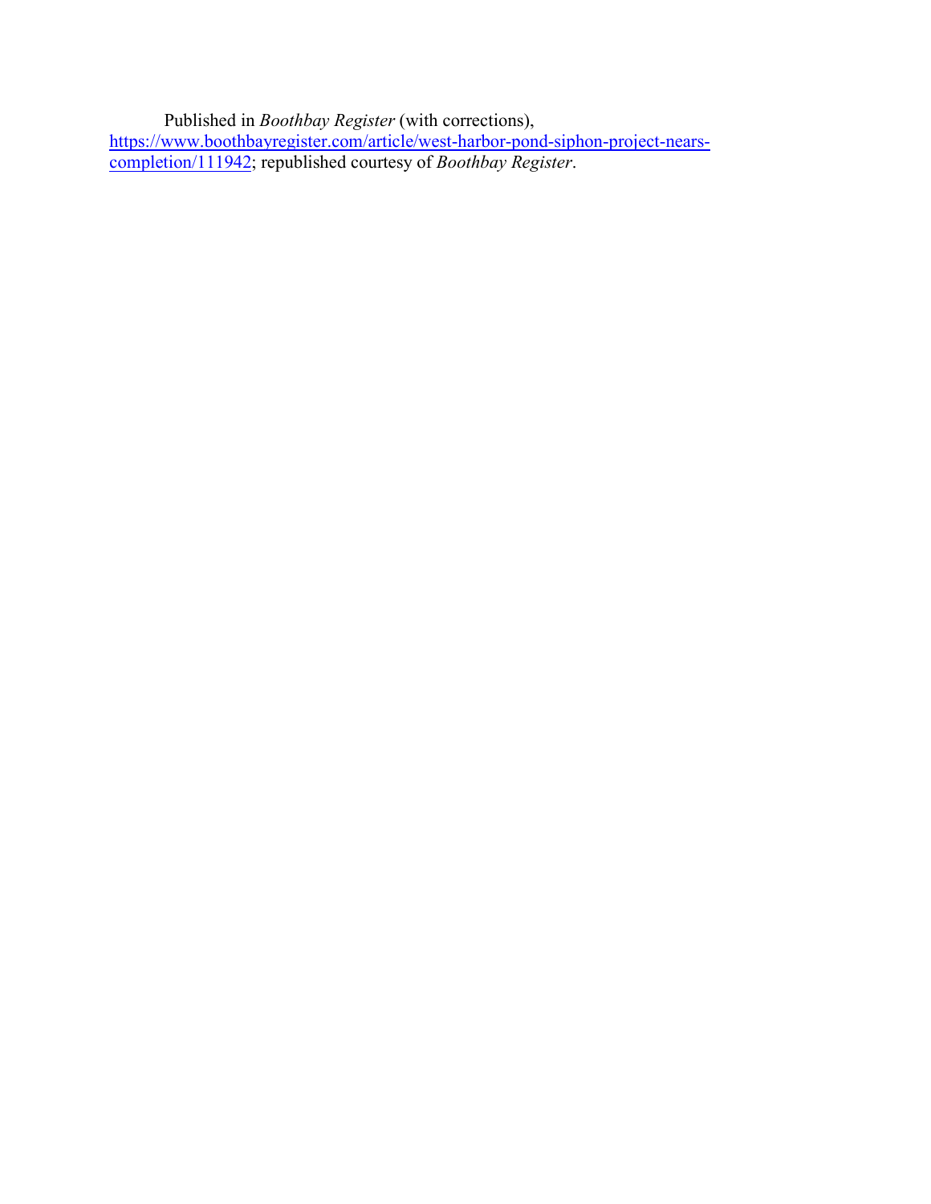Published in *Boothbay Register* (with corrections), [https://www.boothbayregister.com/article/west-harbor-pond-siphon-project-nears-completion/111942](https://www.boothbayregister.com/article/west-harbor-pond-siphon-project-nears-completion/111942); republished courtesy of *Boothbay Register*.